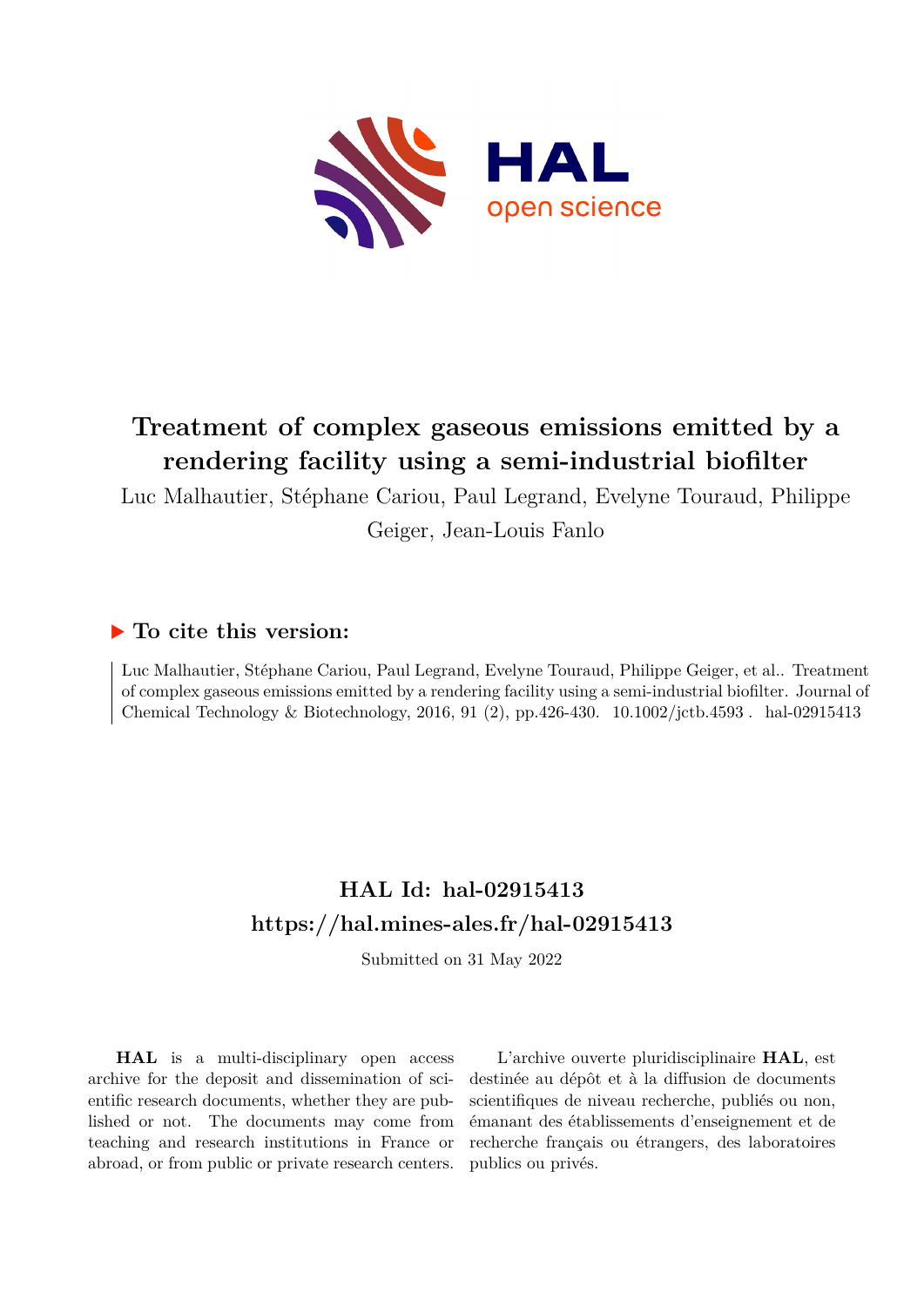# Treatment of complex gaseous emissions emitted by a rendering facility using a semi-industrial biofilter

Luc Malhautier, Stéphane Cariou, Paul Legrand, Evelyne Touraud, Philippe Geiger, Jean-Louis Fanlo

## ▶ To cite this version:

Luc Malhautier, Stéphane Cariou, Paul Legrand, Evelyne Touraud, Philippe Geiger, et al.. Treatment of complex gaseous emissions emitted by a rendering facility using a semi-industrial biofilter. Journal of Chemical Technology & Biotechnology, 2016, 91 (2), pp.426-430. 10.1002/jctb.4593 . hal-02915413

## HAL Id: hal-02915413

## https://hal.mines-ales.fr/hal-02915413

Submitted on 31 May 2022

**HAL** is a multi-disciplinary open access archive for the deposit and dissemination of scientific research documents, whether they are published or not. The documents may come from teaching and research institutions in France or abroad, or from public or private research centers.

L'archive ouverte pluridisciplinaire **HAL**, est destinée au dépôt et à la diffusion de documents scientifiques de niveau recherche, publiés ou non, émanant des établissements d'enseignement et de recherche français ou étrangers, des laboratoires publics ou privés.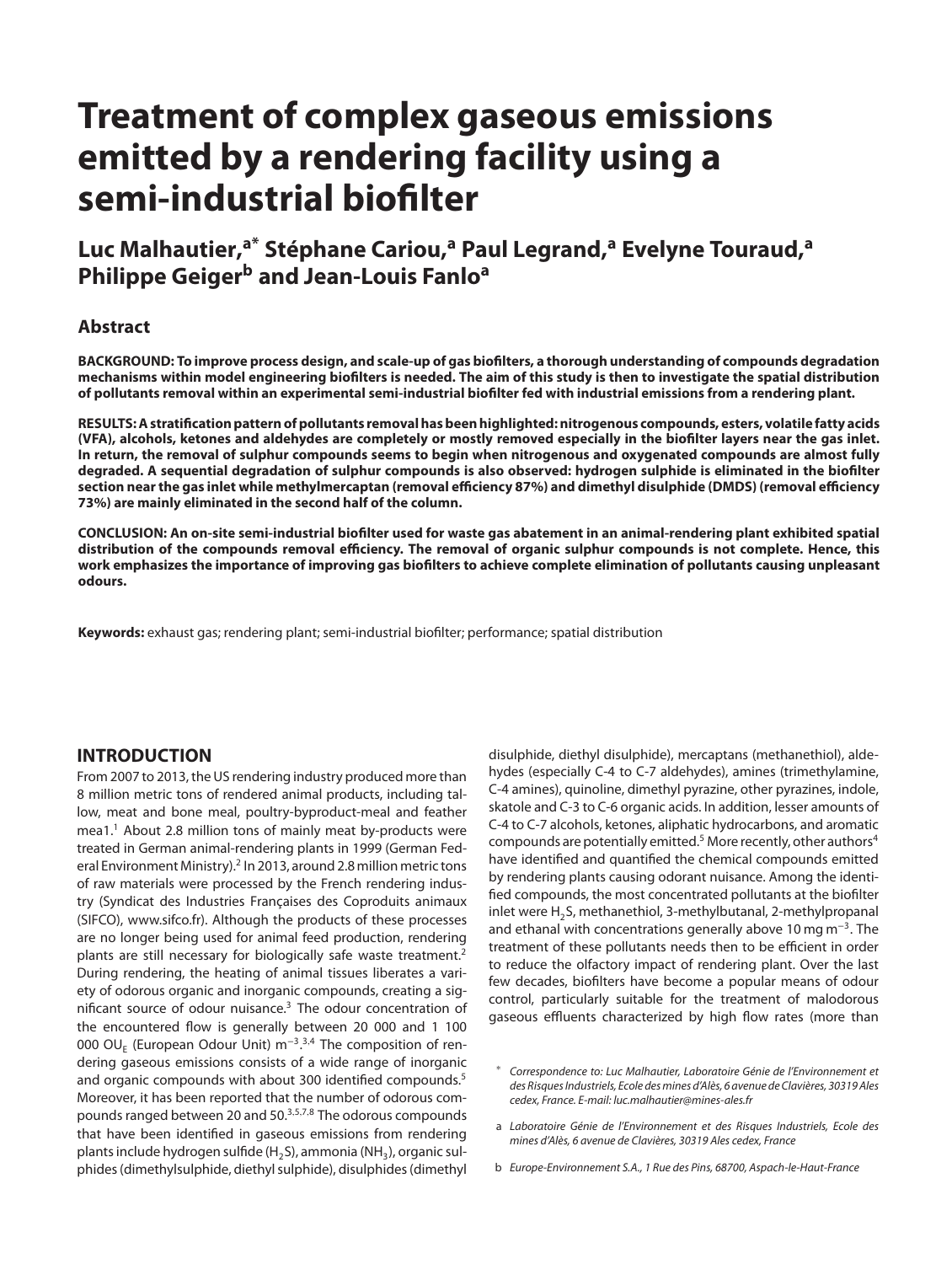# Treatment of complex gaseous emissions emitted by a rendering facility using a semi-industrial biofilter

**Luc Malhautier,[a*] Stéphane Cariou,[a] Paul Legrand,[a] Evelyne Touraud,[a] Philippe Geiger[b] and Jean-Louis Fanlo[a]**

## Abstract

**BACKGROUND: To improve process design, and scale-up of gas biofilters, a thorough understanding of compounds degradation mechanisms within model engineering biofilters is needed. The aim of this study is then to investigate the spatial distribution of pollutants removal within an experimental semi-industrial biofilter fed with industrial emissions from a rendering plant.**

**RESULTS: A stratification pattern of pollutants removal has been highlighted: nitrogenous compounds, esters, volatile fatty acids (VFA), alcohols, ketones and aldehydes are completely or mostly removed especially in the biofilter layers near the gas inlet. In return, the removal of sulphur compounds seems to begin when nitrogenous and oxygenated compounds are almost fully degraded. A sequential degradation of sulphur compounds is also observed: hydrogen sulphide is eliminated in the biofilter section near the gas inlet while methylmercaptan (removal efficiency 87%) and dimethyl disulphide (DMDS) (removal efficiency 73%) are mainly eliminated in the second half of the column.**

**CONCLUSION: An on-site semi-industrial biofilter used for waste gas abatement in an animal-rendering plant exhibited spatial distribution of the compounds removal efficiency. The removal of organic sulphur compounds is not complete. Hence, this work emphasizes the importance of improving gas biofilters to achieve complete elimination of pollutants causing unpleasant odours.**

**Keywords:** exhaust gas; rendering plant; semi-industrial biofilter; performance; spatial distribution

## INTRODUCTION

From 2007 to 2013, the US rendering industry produced more than 8 million metric tons of rendered animal products, including tallow, meat and bone meal, poultry-byproduct-meal and feather mea1.[1] About 2.8 million tons of mainly meat by-products were treated in German animal-rendering plants in 1999 (German Federal Environment Ministry).[2] In 2013, around 2.8 million metric tons of raw materials were processed by the French rendering industry (Syndicat des Industries Françaises des Coproduits animaux (SIFCO), www.sifco.fr). Although the products of these processes are no longer being used for animal feed production, rendering plants are still necessary for biologically safe waste treatment.[2] During rendering, the heating of animal tissues liberates a variety of odorous organic and inorganic compounds, creating a significant source of odour nuisance.[3] The odour concentration of the encountered flow is generally between 20 000 and 1 100 000 $OU_E$ (European Odour Unit) $m^{-3}$.[3,4] The composition of rendering gaseous emissions consists of a wide range of inorganic and organic compounds with about 300 identified compounds.[5] Moreover, it has been reported that the number of odorous compounds ranged between 20 and 50.[3,5,7,8] The odorous compounds that have been identified in gaseous emissions from rendering plants include hydrogen sulfide ($H_2S$), ammonia ($NH_3$), organic sulphides (dimethylsulphide, diethyl sulphide), disulphides (dimethyl disulphide, diethyl disulphide), mercaptans (methanethiol), aldehydes (especially C-4 to C-7 aldehydes), amines (trimethylamine, C-4 amines), quinoline, dimethyl pyrazine, other pyrazines, indole, skatole and C-3 to C-6 organic acids. In addition, lesser amounts of C-4 to C-7 alcohols, ketones, aliphatic hydrocarbons, and aromatic compounds are potentially emitted.[5] More recently, other authors[4] have identified and quantified the chemical compounds emitted by rendering plants causing odorant nuisance. Among the identified compounds, the most concentrated pollutants at the biofilter inlet were $H_2S$, methanethiol, 3-methylbutanal, 2-methylpropanal and ethanal with concentrations generally above 10 mg $m^{-3}$. The treatment of these pollutants needs then to be efficient in order to reduce the olfactory impact of rendering plant. Over the last few decades, biofilters have become a popular means of odour control, particularly suitable for the treatment of malodorous gaseous effluents characterized by high flow rates (more than

[*] *Correspondence to: Luc Malhautier, Laboratoire Génie de l'Environnement et des Risques Industriels, Ecole des mines d'Alès, 6 avenue de Clavières, 30319 Ales cedex, France. E-mail: luc.malhautier@mines-ales.fr*

a *Laboratoire Génie de l'Environnement et des Risques Industriels, Ecole des mines d'Alès, 6 avenue de Clavières, 30319 Ales cedex, France*

b *Europe-Environnement S.A., 1 Rue des Pins, 68700, Aspach-le-Haut-France*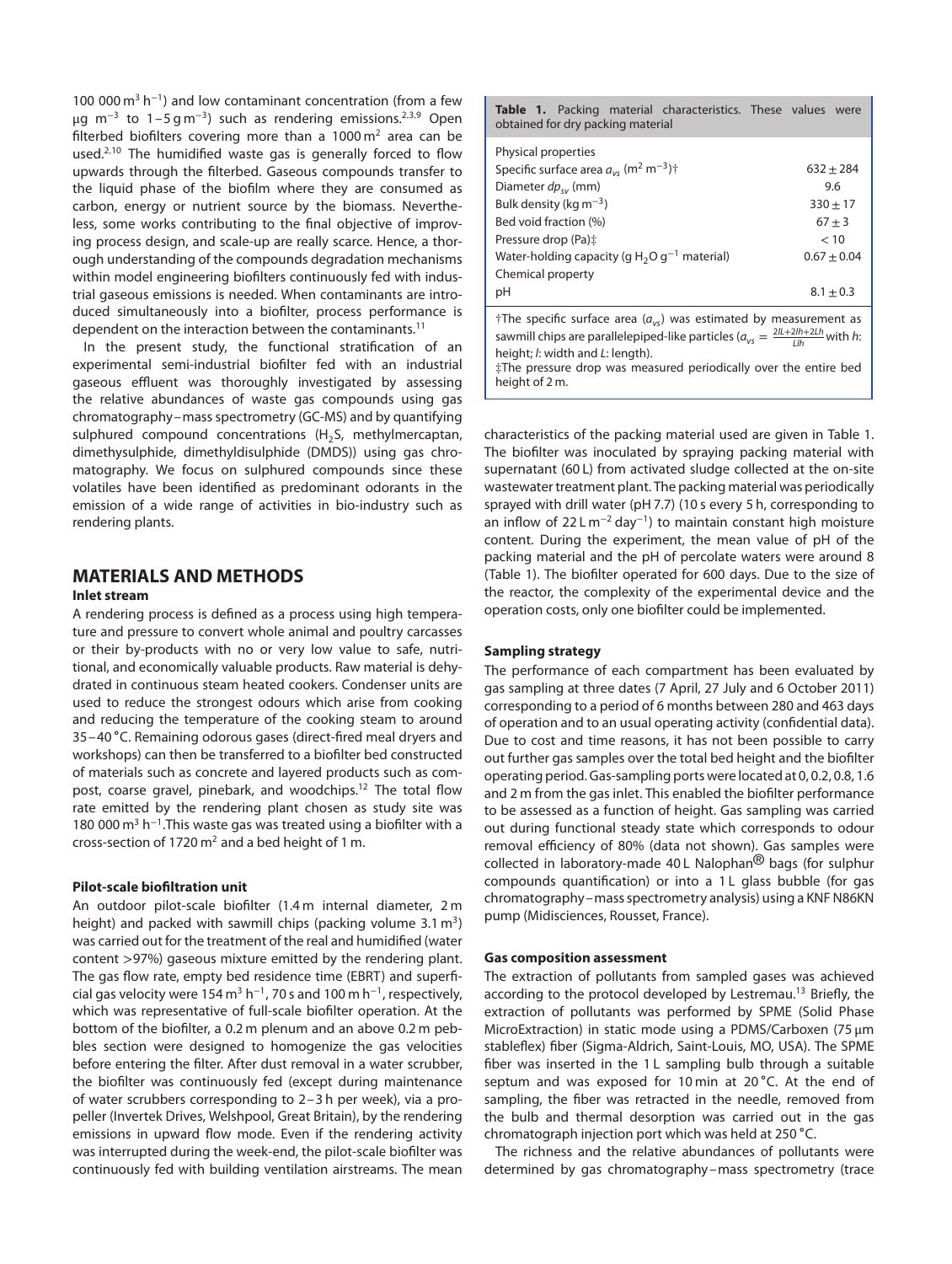100 000 $m^3$ $h^{-1}$) and low contaminant concentration (from a few μg $m^{-3}$ to 1–5 g $m^{-3}$) such as rendering emissions.[2,3,9] Open filterbed biofilters covering more than a 1000 $m^2$ area can be used.[2,10] The humidified waste gas is generally forced to flow upwards through the filterbed. Gaseous compounds transfer to the liquid phase of the biofilm where they are consumed as carbon, energy or nutrient source by the biomass. Nevertheless, some works contributing to the final objective of improving process design, and scale-up are really scarce. Hence, a thorough understanding of the compounds degradation mechanisms within model engineering biofilters continuously fed with industrial gaseous emissions is needed. When contaminants are introduced simultaneously into a biofilter, process performance is dependent on the interaction between the contaminants.[11]

In the present study, the functional stratification of an experimental semi-industrial biofilter fed with an industrial gaseous effluent was thoroughly investigated by assessing the relative abundances of waste gas compounds using gas chromatography–mass spectrometry (GC-MS) and by quantifying sulphured compound concentrations ($H_2S$, methylmercaptan, dimethysulphide, dimethyldisulphide (DMDS)) using gas chromatography. We focus on sulphured compounds since these volatiles have been identified as predominant odorants in the emission of a wide range of activities in bio-industry such as rendering plants.

## MATERIALS AND METHODS

### Inlet stream

A rendering process is defined as a process using high temperature and pressure to convert whole animal and poultry carcasses or their by-products with no or very low value to safe, nutritional, and economically valuable products. Raw material is dehydrated in continuous steam heated cookers. Condenser units are used to reduce the strongest odours which arise from cooking and reducing the temperature of the cooking steam to around 35–40 °C. Remaining odorous gases (direct-fired meal dryers and workshops) can then be transferred to a biofilter bed constructed of materials such as concrete and layered products such as compost, coarse gravel, pinebark, and woodchips.[12] The total flow rate emitted by the rendering plant chosen as study site was 180 000 $m^3$ $h^{-1}$.This waste gas was treated using a biofilter with a cross-section of 1720 $m^2$ and a bed height of 1 m.

### Pilot-scale biofiltration unit

An outdoor pilot-scale biofilter (1.4 m internal diameter, 2 m height) and packed with sawmill chips (packing volume 3.1 $m^3$) was carried out for the treatment of the real and humidified (water content >97%) gaseous mixture emitted by the rendering plant. The gas flow rate, empty bed residence time (EBRT) and superficial gas velocity were 154 $m^3$ $h^{-1}$, 70 s and 100 m $h^{-1}$, respectively, which was representative of full-scale biofilter operation. At the bottom of the biofilter, a 0.2 m plenum and an above 0.2 m pebbles section were designed to homogenize the gas velocities before entering the filter. After dust removal in a water scrubber, the biofilter was continuously fed (except during maintenance of water scrubbers corresponding to 2–3 h per week), via a propeller (Invertek Drives, Welshpool, Great Britain), by the rendering emissions in upward flow mode. Even if the rendering activity was interrupted during the week-end, the pilot-scale biofilter was continuously fed with building ventilation airstreams. The mean characteristics of the packing material used are given in Table 1. The biofilter was inoculated by spraying packing material with supernatant (60 L) from activated sludge collected at the on-site wastewater treatment plant. The packing material was periodically sprayed with drill water (pH 7.7) (10 s every 5 h, corresponding to an inflow of 22 L $m^{-2}$ $day^{-1}$) to maintain constant high moisture content. During the experiment, the mean value of pH of the packing material and the pH of percolate waters were around 8 (Table 1). The biofilter operated for 600 days. Due to the size of the reactor, the complexity of the experimental device and the operation costs, only one biofilter could be implemented.

**Table 1.** Packing material characteristics. These values were obtained for dry packing material

| Physical properties | |
|---|---|
| Specific surface area $a_{vs}$ ($m^2$ $m^{-3}$)† | $632 \pm 284$ |
| Diameter $dp_{sv}$ (mm) | 9.6 |
| Bulk density (kg $m^{-3}$) | $330 \pm 17$ |
| Bed void fraction (%) | $67 \pm 3$ |
| Pressure drop (Pa)‡ | < 10 |
| Water-holding capacity (g $H_2O$ $g^{-1}$ material) | $0.67 \pm 0.04$ |
| Chemical property | |
| pH | $8.1 \pm 0.3$ |

†The specific surface area ($a_{vs}$) was estimated by measurement as sawmill chips are parallelepiped-like particles ($a_{vs} = \frac{2lL+2lh+2Lh}{Llh}$ with *h*: height; *l*: width and *L*: length).
‡The pressure drop was measured periodically over the entire bed height of 2 m.

### Sampling strategy

The performance of each compartment has been evaluated by gas sampling at three dates (7 April, 27 July and 6 October 2011) corresponding to a period of 6 months between 280 and 463 days of operation and to an usual operating activity (confidential data). Due to cost and time reasons, it has not been possible to carry out further gas samples over the total bed height and the biofilter operating period. Gas-sampling ports were located at 0, 0.2, 0.8, 1.6 and 2 m from the gas inlet. This enabled the biofilter performance to be assessed as a function of height. Gas sampling was carried out during functional steady state which corresponds to odour removal efficiency of 80% (data not shown). Gas samples were collected in laboratory-made 40 L Nalophan® bags (for sulphur compounds quantification) or into a 1 L glass bubble (for gas chromatography–mass spectrometry analysis) using a KNF N86KN pump (Midisciences, Rousset, France).

### Gas composition assessment

The extraction of pollutants from sampled gases was achieved according to the protocol developed by Lestremau.[13] Briefly, the extraction of pollutants was performed by SPME (Solid Phase MicroExtraction) in static mode using a PDMS/Carboxen (75 μm stableflex) fiber (Sigma-Aldrich, Saint-Louis, MO, USA). The SPME fiber was inserted in the 1 L sampling bulb through a suitable septum and was exposed for 10 min at 20 °C. At the end of sampling, the fiber was retracted in the needle, removed from the bulb and thermal desorption was carried out in the gas chromatograph injection port which was held at 250 °C.

The richness and the relative abundances of pollutants were determined by gas chromatography–mass spectrometry (trace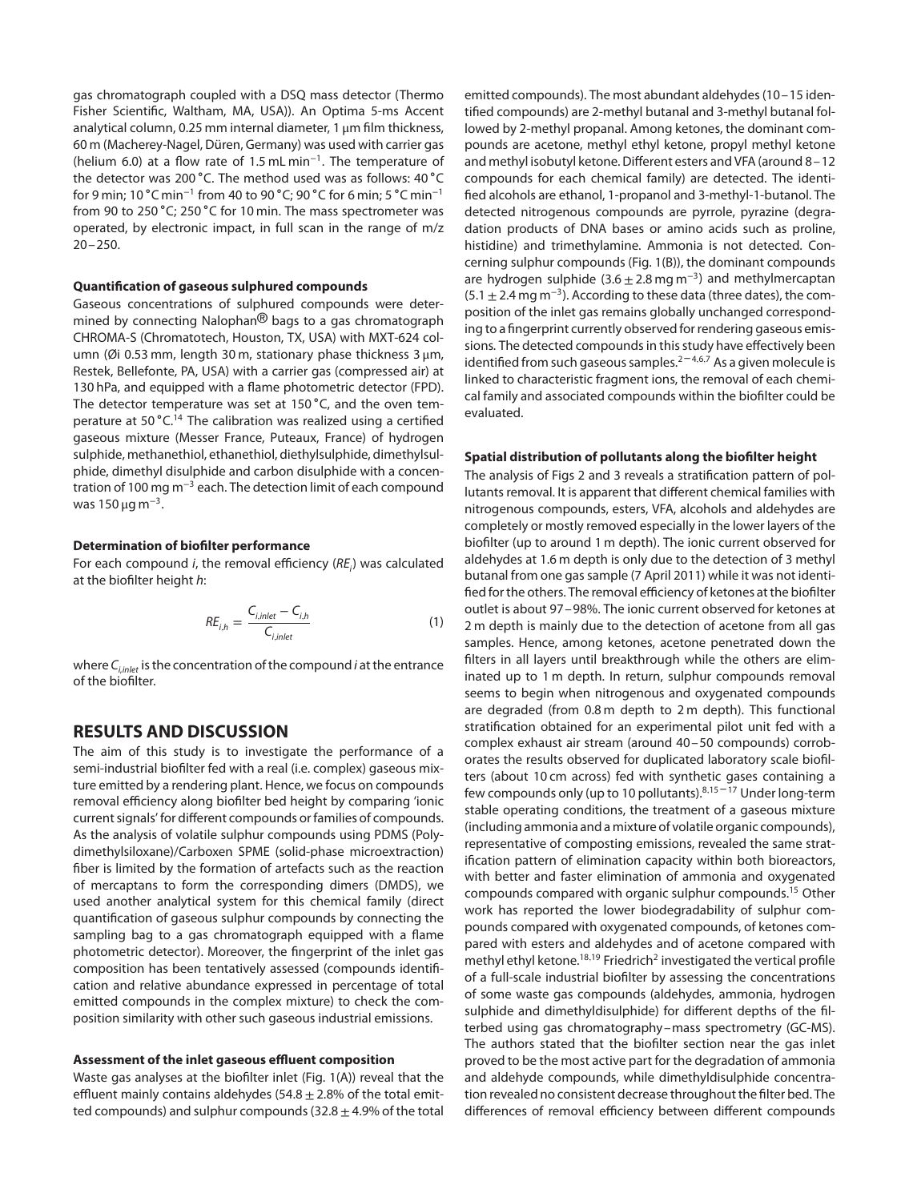gas chromatograph coupled with a DSQ mass detector (Thermo Fisher Scientific, Waltham, MA, USA)). An Optima 5-ms Accent analytical column, 0.25 mm internal diameter, 1 μm film thickness, 60 m (Macherey-Nagel, Düren, Germany) was used with carrier gas (helium 6.0) at a flow rate of 1.5 mL min$^{-1}$. The temperature of the detector was 200 °C. The method used was as follows: 40 °C for 9 min; 10 °C min$^{-1}$ from 40 to 90 °C; 90 °C for 6 min; 5 °C min$^{-1}$ from 90 to 250 °C; 250 °C for 10 min. The mass spectrometer was operated, by electronic impact, in full scan in the range of m/z 20–250.

### Quantification of gaseous sulphured compounds

Gaseous concentrations of sulphured compounds were determined by connecting Nalophan® bags to a gas chromatograph CHROMA-S (Chromatotech, Houston, TX, USA) with MXT-624 column (Øi 0.53 mm, length 30 m, stationary phase thickness 3 μm, Restek, Bellefonte, PA, USA) with a carrier gas (compressed air) at 130 hPa, and equipped with a flame photometric detector (FPD). The detector temperature was set at 150 °C, and the oven temperature at 50 °C.[14] The calibration was realized using a certified gaseous mixture (Messer France, Puteaux, France) of hydrogen sulphide, methanethiol, ethanethiol, diethylsulphide, dimethylsulphide, dimethyl disulphide and carbon disulphide with a concentration of 100 mg m$^{-3}$ each. The detection limit of each compound was 150 μg m$^{-3}$.

### Determination of biofilter performance

For each compound *i*, the removal efficiency ($RE_i$) was calculated at the biofilter height *h*:

$$RE_{i,h} = \frac{C_{i,inlet} - C_{i,h}}{C_{i,inlet}} \quad (1)$$

where $C_{i,inlet}$ is the concentration of the compound *i* at the entrance of the biofilter.

## RESULTS AND DISCUSSION

The aim of this study is to investigate the performance of a semi-industrial biofilter fed with a real (i.e. complex) gaseous mixture emitted by a rendering plant. Hence, we focus on compounds removal efficiency along biofilter bed height by comparing 'ionic current signals' for different compounds or families of compounds. As the analysis of volatile sulphur compounds using PDMS (Polydimethylsiloxane)/Carboxen SPME (solid-phase microextraction) fiber is limited by the formation of artefacts such as the reaction of mercaptans to form the corresponding dimers (DMDS), we used another analytical system for this chemical family (direct quantification of gaseous sulphur compounds by connecting the sampling bag to a gas chromatograph equipped with a flame photometric detector). Moreover, the fingerprint of the inlet gas composition has been tentatively assessed (compounds identification and relative abundance expressed in percentage of total emitted compounds in the complex mixture) to check the composition similarity with other such gaseous industrial emissions.

### Assessment of the inlet gaseous effluent composition

Waste gas analyses at the biofilter inlet (Fig. 1(A)) reveal that the effluent mainly contains aldehydes (54.8 ± 2.8% of the total emitted compounds) and sulphur compounds (32.8 ± 4.9% of the total emitted compounds). The most abundant aldehydes (10–15 identified compounds) are 2-methyl butanal and 3-methyl butanal followed by 2-methyl propanal. Among ketones, the dominant compounds are acetone, methyl ethyl ketone, propyl methyl ketone and methyl isobutyl ketone. Different esters and VFA (around 8–12 compounds for each chemical family) are detected. The identified alcohols are ethanol, 1-propanol and 3-methyl-1-butanol. The detected nitrogenous compounds are pyrrole, pyrazine (degradation products of DNA bases or amino acids such as proline, histidine) and trimethylamine. Ammonia is not detected. Concerning sulphur compounds (Fig. 1(B)), the dominant compounds are hydrogen sulphide (3.6 ± 2.8 mg m$^{-3}$) and methylmercaptan (5.1 ± 2.4 mg m$^{-3}$). According to these data (three dates), the composition of the inlet gas remains globally unchanged corresponding to a fingerprint currently observed for rendering gaseous emissions. The detected compounds in this study have effectively been identified from such gaseous samples.[2–4,6,7] As a given molecule is linked to characteristic fragment ions, the removal of each chemical family and associated compounds within the biofilter could be evaluated.

### Spatial distribution of pollutants along the biofilter height

The analysis of Figs 2 and 3 reveals a stratification pattern of pollutants removal. It is apparent that different chemical families with nitrogenous compounds, esters, VFA, alcohols and aldehydes are completely or mostly removed especially in the lower layers of the biofilter (up to around 1 m depth). The ionic current observed for aldehydes at 1.6 m depth is only due to the detection of 3 methyl butanal from one gas sample (7 April 2011) while it was not identified for the others. The removal efficiency of ketones at the biofilter outlet is about 97–98%. The ionic current observed for ketones at 2 m depth is mainly due to the detection of acetone from all gas samples. Hence, among ketones, acetone penetrated down the filters in all layers until breakthrough while the others are eliminated up to 1 m depth. In return, sulphur compounds removal seems to begin when nitrogenous and oxygenated compounds are degraded (from 0.8 m depth to 2 m depth). This functional stratification obtained for an experimental pilot unit fed with a complex exhaust air stream (around 40–50 compounds) corroborates the results observed for duplicated laboratory scale biofilters (about 10 cm across) fed with synthetic gases containing a few compounds only (up to 10 pollutants).[8,15–17] Under long-term stable operating conditions, the treatment of a gaseous mixture (including ammonia and a mixture of volatile organic compounds), representative of composting emissions, revealed the same stratification pattern of elimination capacity within both bioreactors, with better and faster elimination of ammonia and oxygenated compounds compared with organic sulphur compounds.[15] Other work has reported the lower biodegradability of sulphur compounds compared with oxygenated compounds, of ketones compared with esters and aldehydes and of acetone compared with methyl ethyl ketone.[18,19] Friedrich[2] investigated the vertical profile of a full-scale industrial biofilter by assessing the concentrations of some waste gas compounds (aldehydes, ammonia, hydrogen sulphide and dimethyldisulphide) for different depths of the filterbed using gas chromatography–mass spectrometry (GC-MS). The authors stated that the biofilter section near the gas inlet proved to be the most active part for the degradation of ammonia and aldehyde compounds, while dimethyldisulphide concentration revealed no consistent decrease throughout the filter bed. The differences of removal efficiency between different compounds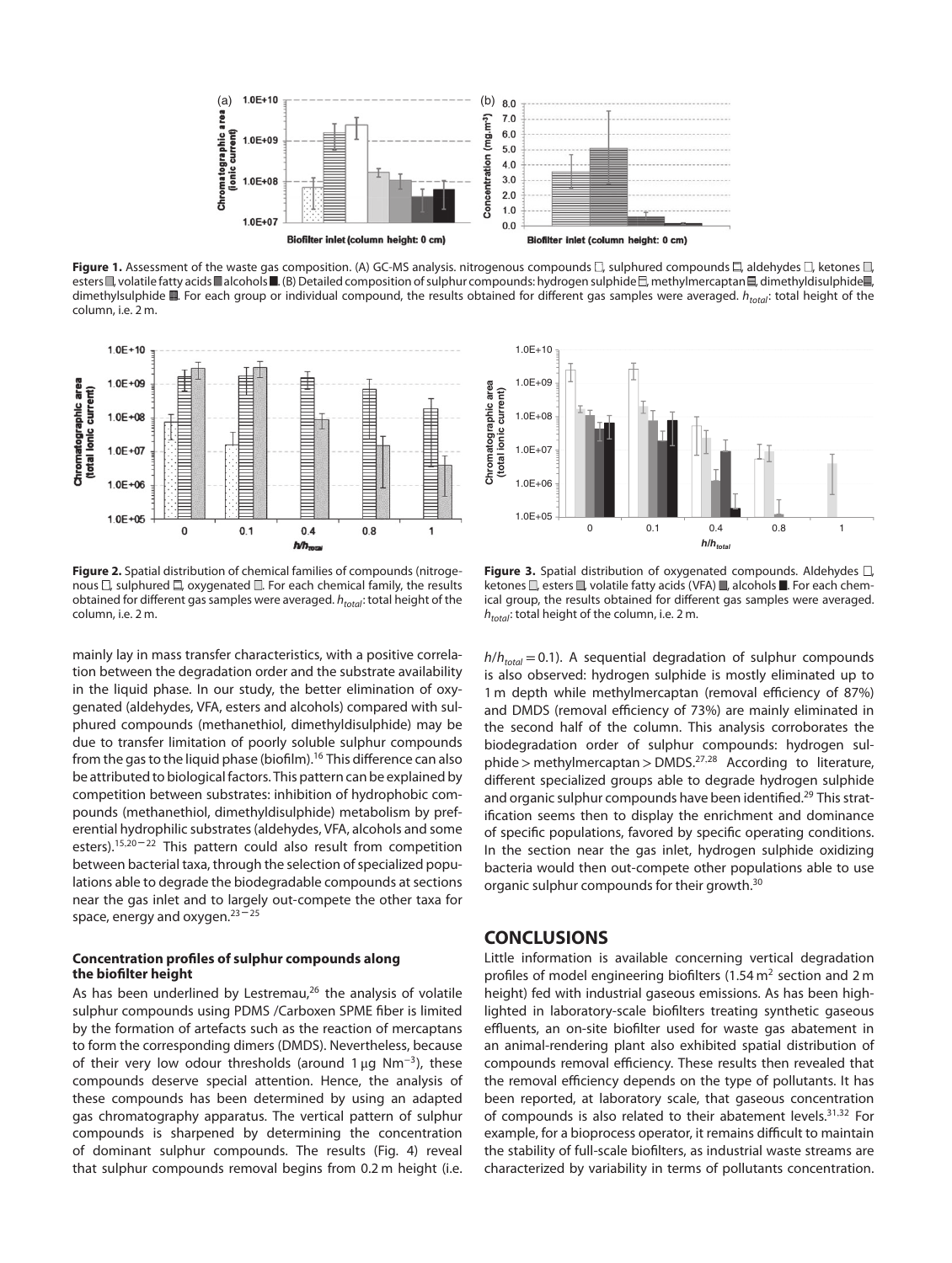**Figure 1.** Assessment of the waste gas composition. (A) GC-MS analysis. nitrogenous compounds, sulphured compounds, aldehydes, ketones, esters, volatile fatty acids, alcohols. (B) Detailed composition of sulphur compounds: hydrogen sulphide, methylmercaptan, dimethyldisulphide, dimethylsulphide. For each group or individual compound, the results obtained for different gas samples were averaged. $h_{total}$: total height of the column, i.e. 2 m.

**Figure 2.** Spatial distribution of chemical families of compounds (nitrogenous, sulphured, oxygenated). For each chemical family, the results obtained for different gas samples were averaged. $h_{total}$: total height of the column, i.e. 2 m.

**Figure 3.** Spatial distribution of oxygenated compounds. Aldehydes, ketones, esters, volatile fatty acids (VFA), alcohols. For each chemical group, the results obtained for different gas samples were averaged. $h_{total}$: total height of the column, i.e. 2 m.

mainly lay in mass transfer characteristics, with a positive correlation between the degradation order and the substrate availability in the liquid phase. In our study, the better elimination of oxygenated (aldehydes, VFA, esters and alcohols) compared with sulphured compounds (methanethiol, dimethyldisulphide) may be due to transfer limitation of poorly soluble sulphur compounds from the gas to the liquid phase (biofilm).[16] This difference can also be attributed to biological factors. This pattern can be explained by competition between substrates: inhibition of hydrophobic compounds (methanethiol, dimethyldisulphide) metabolism by preferential hydrophilic substrates (aldehydes, VFA, alcohols and some esters).[15,20–22] This pattern could also result from competition between bacterial taxa, through the selection of specialized populations able to degrade the biodegradable compounds at sections near the gas inlet and to largely out-compete the other taxa for space, energy and oxygen.[23–25]

### Concentration profiles of sulphur compounds along the biofilter height

As has been underlined by Lestremau,[26] the analysis of volatile sulphur compounds using PDMS /Carboxen SPME fiber is limited by the formation of artefacts such as the reaction of mercaptans to form the corresponding dimers (DMDS). Nevertheless, because of their very low odour thresholds (around 1 μg $Nm^{-3}$), these compounds deserve special attention. Hence, the analysis of these compounds has been determined by using an adapted gas chromatography apparatus. The vertical pattern of sulphur compounds is sharpened by determining the concentration of dominant sulphur compounds. The results (Fig. 4) reveal that sulphur compounds removal begins from 0.2 m height (i.e. $h/h_{total} = 0.1$). A sequential degradation of sulphur compounds is also observed: hydrogen sulphide is mostly eliminated up to 1 m depth while methylmercaptan (removal efficiency of 87%) and DMDS (removal efficiency of 73%) are mainly eliminated in the second half of the column. This analysis corroborates the biodegradation order of sulphur compounds: hydrogen sulphide > methylmercaptan > DMDS.[27,28] According to literature, different specialized groups able to degrade hydrogen sulphide and organic sulphur compounds have been identified.[29] This stratification seems then to display the enrichment and dominance of specific populations, favored by specific operating conditions. In the section near the gas inlet, hydrogen sulphide oxidizing bacteria would then out-compete other populations able to use organic sulphur compounds for their growth.[30]

## CONCLUSIONS

Little information is available concerning vertical degradation profiles of model engineering biofilters (1.54 $m^2$ section and 2 m height) fed with industrial gaseous emissions. As has been highlighted in laboratory-scale biofilters treating synthetic gaseous effluents, an on-site biofilter used for waste gas abatement in an animal-rendering plant also exhibited spatial distribution of compounds removal efficiency. These results then revealed that the removal efficiency depends on the type of pollutants. It has been reported, at laboratory scale, that gaseous concentration of compounds is also related to their abatement levels.[31,32] For example, for a bioprocess operator, it remains difficult to maintain the stability of full-scale biofilters, as industrial waste streams are characterized by variability in terms of pollutants concentration.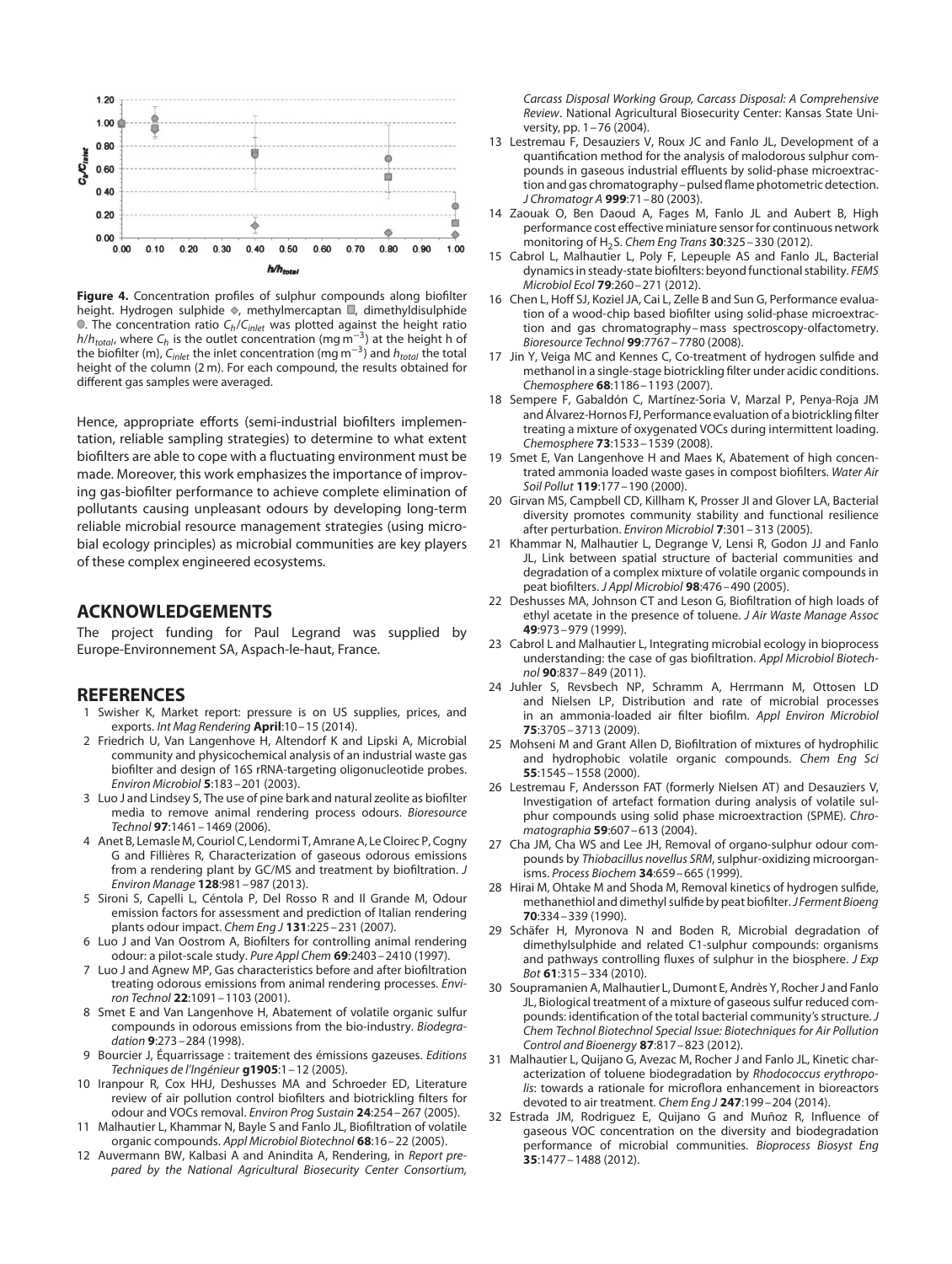1.20
1.00
0.80
0.60
0.40
0.20
0.00
0.00 0.10 0.20 0.30 0.40 0.50 0.60 0.70 0.80 0.90 1.00

$C_h/C_{inlet}$

$h/h_{total}$

**Figure 4.** Concentration profiles of sulphur compounds along biofilter height. Hydrogen sulphide ◆, methylmercaptan ■, dimethyldisulphide ●. The concentration ratio $C_h/C_{inlet}$ was plotted against the height ratio $h/h_{total}$, where $C_h$ is the outlet concentration (mg $m^{-3}$) at the height h of the biofilter (m), $C_{inlet}$ the inlet concentration (mg $m^{-3}$) and $h_{total}$ the total height of the column (2 m). For each compound, the results obtained for different gas samples were averaged.

Hence, appropriate efforts (semi-industrial biofilters implementation, reliable sampling strategies) to determine to what extent biofilters are able to cope with a fluctuating environment must be made. Moreover, this work emphasizes the importance of improving gas-biofilter performance to achieve complete elimination of pollutants causing unpleasant odours by developing long-term reliable microbial resource management strategies (using microbial ecology principles) as microbial communities are key players of these complex engineered ecosystems.

## ACKNOWLEDGEMENTS

The project funding for Paul Legrand was supplied by Europe-Environnement SA, Aspach-le-haut, France.

## REFERENCES

1 Swisher K, Market report: pressure is on US supplies, prices, and exports. *Int Mag Rendering* **April**:10–15 (2014).
2 Friedrich U, Van Langenhove H, Altendorf K and Lipski A, Microbial community and physicochemical analysis of an industrial waste gas biofilter and design of 16S rRNA-targeting oligonucleotide probes. *Environ Microbiol* **5**:183–201 (2003).
3 Luo J and Lindsey S, The use of pine bark and natural zeolite as biofilter media to remove animal rendering process odours. *Bioresource Technol* **97**:1461–1469 (2006).
4 Anet B, Lemasle M, Couriol C, Lendormi T, Amrane A, Le Cloirec P, Cogny G and Fillières R, Characterization of gaseous odorous emissions from a rendering plant by GC/MS and treatment by biofiltration. *J Environ Manage* **128**:981–987 (2013).
5 Sironi S, Capelli L, Céntola P, Del Rosso R and Il Grande M, Odour emission factors for assessment and prediction of Italian rendering plants odour impact. *Chem Eng J* **131**:225–231 (2007).
6 Luo J and Van Oostrom A, Biofilters for controlling animal rendering odour: a pilot-scale study. *Pure Appl Chem* **69**:2403–2410 (1997).
7 Luo J and Agnew MP, Gas characteristics before and after biofiltration treating odorous emissions from animal rendering processes. *Environ Technol* **22**:1091–1103 (2001).
8 Smet E and Van Langenhove H, Abatement of volatile organic sulfur compounds in odorous emissions from the bio-industry. *Biodegradation* **9**:273–284 (1998).
9 Bourcier J, Équarrissage : traitement des émissions gazeuses. *Editions Techniques de l'Ingénieur* **g1905**:1–12 (2005).
10 Iranpour R, Cox HHJ, Deshusses MA and Schroeder ED, Literature review of air pollution control biofilters and biotrickling filters for odour and VOCs removal. *Environ Prog Sustain* **24**:254–267 (2005).
11 Malhautier L, Khammar N, Bayle S and Fanlo JL, Biofiltration of volatile organic compounds. *Appl Microbiol Biotechnol* **68**:16–22 (2005).
12 Auvermann BW, Kalbasi A and Anindita A, Rendering, in *Report prepared by the National Agricultural Biosecurity Center Consortium, Carcass Disposal Working Group, Carcass Disposal: A Comprehensive Review*. National Agricultural Biosecurity Center: Kansas State University, pp. 1–76 (2004).
13 Lestremau F, Desauziers V, Roux JC and Fanlo JL, Development of a quantification method for the analysis of malodorous sulphur compounds in gaseous industrial effluents by solid-phase microextraction and gas chromatography–pulsed flame photometric detection. *J Chromatogr A* **999**:71–80 (2003).
14 Zaouak O, Ben Daoud A, Fages M, Fanlo JL and Aubert B, High performance cost effective miniature sensor for continuous network monitoring of $H_2S$. *Chem Eng Trans* **30**:325–330 (2012).
15 Cabrol L, Malhautier L, Poly F, Lepeuple AS and Fanlo JL, Bacterial dynamics in steady-state biofilters: beyond functional stability. *FEMS Microbiol Ecol* **79**:260–271 (2012).
16 Chen L, Hoff SJ, Koziel JA, Cai L, Zelle B and Sun G, Performance evaluation of a wood-chip based biofilter using solid-phase microextraction and gas chromatography–mass spectroscopy-olfactometry. *Bioresource Technol* **99**:7767–7780 (2008).
17 Jin Y, Veiga MC and Kennes C, Co-treatment of hydrogen sulfide and methanol in a single-stage biotrickling filter under acidic conditions. *Chemosphere* **68**:1186–1193 (2007).
18 Sempere F, Gabaldón C, Martínez-Soria V, Marzal P, Penya-Roja JM and Álvarez-Hornos FJ, Performance evaluation of a biotrickling filter treating a mixture of oxygenated VOCs during intermittent loading. *Chemosphere* **73**:1533–1539 (2008).
19 Smet E, Van Langenhove H and Maes K, Abatement of high concentrated ammonia loaded waste gases in compost biofilters. *Water Air Soil Pollut* **119**:177–190 (2000).
20 Girvan MS, Campbell CD, Killham K, Prosser JI and Glover LA, Bacterial diversity promotes community stability and functional resilience after perturbation. *Environ Microbiol* **7**:301–313 (2005).
21 Khammar N, Malhautier L, Degrange V, Lensi R, Godon JJ and Fanlo JL, Link between spatial structure of bacterial communities and degradation of a complex mixture of volatile organic compounds in peat biofilters. *J Appl Microbiol* **98**:476–490 (2005).
22 Deshusses MA, Johnson CT and Leson G, Biofiltration of high loads of ethyl acetate in the presence of toluene. *J Air Waste Manage Assoc* **49**:973–979 (1999).
23 Cabrol L and Malhautier L, Integrating microbial ecology in bioprocess understanding: the case of gas biofiltration. *Appl Microbiol Biotechnol* **90**:837–849 (2011).
24 Juhler S, Revsbech NP, Schramm A, Herrmann M, Ottosen LD and Nielsen LP, Distribution and rate of microbial processes in an ammonia-loaded air filter biofilm. *Appl Environ Microbiol* **75**:3705–3713 (2009).
25 Mohseni M and Grant Allen D, Biofiltration of mixtures of hydrophilic and hydrophobic volatile organic compounds. *Chem Eng Sci* **55**:1545–1558 (2000).
26 Lestremau F, Andersson FAT (formerly Nielsen AT) and Desauziers V, Investigation of artefact formation during analysis of volatile sulphur compounds using solid phase microextraction (SPME). *Chromatographia* **59**:607–613 (2004).
27 Cha JM, Cha WS and Lee JH, Removal of organo-sulphur odour compounds by *Thiobacillus novellus SRM*, sulphur-oxidizing microorganisms. *Process Biochem* **34**:659–665 (1999).
28 Hirai M, Ohtake M and Shoda M, Removal kinetics of hydrogen sulfide, methanethiol and dimethyl sulfide by peat biofilter. *J Ferment Bioeng* **70**:334–339 (1990).
29 Schäfer H, Myronova N and Boden R, Microbial degradation of dimethylsulphide and related C1-sulphur compounds: organisms and pathways controlling fluxes of sulphur in the biosphere. *J Exp Bot* **61**:315–334 (2010).
30 Soupramanien A, Malhautier L, Dumont E, Andrès Y, Rocher J and Fanlo JL, Biological treatment of a mixture of gaseous sulfur reduced compounds: identification of the total bacterial community's structure. *J Chem Technol Biotechnol Special Issue: Biotechniques for Air Pollution Control and Bioenergy* **87**:817–823 (2012).
31 Malhautier L, Quijano G, Avezac M, Rocher J and Fanlo JL, Kinetic characterization of toluene biodegradation by *Rhodococcus erythropolis*: towards a rationale for microflora enhancement in bioreactors devoted to air treatment. *Chem Eng J* **247**:199–204 (2014).
32 Estrada JM, Rodriguez E, Quijano G and Muñoz R, Influence of gaseous VOC concentration on the diversity and biodegradation performance of microbial communities. *Bioprocess Biosyst Eng* **35**:1477–1488 (2012).